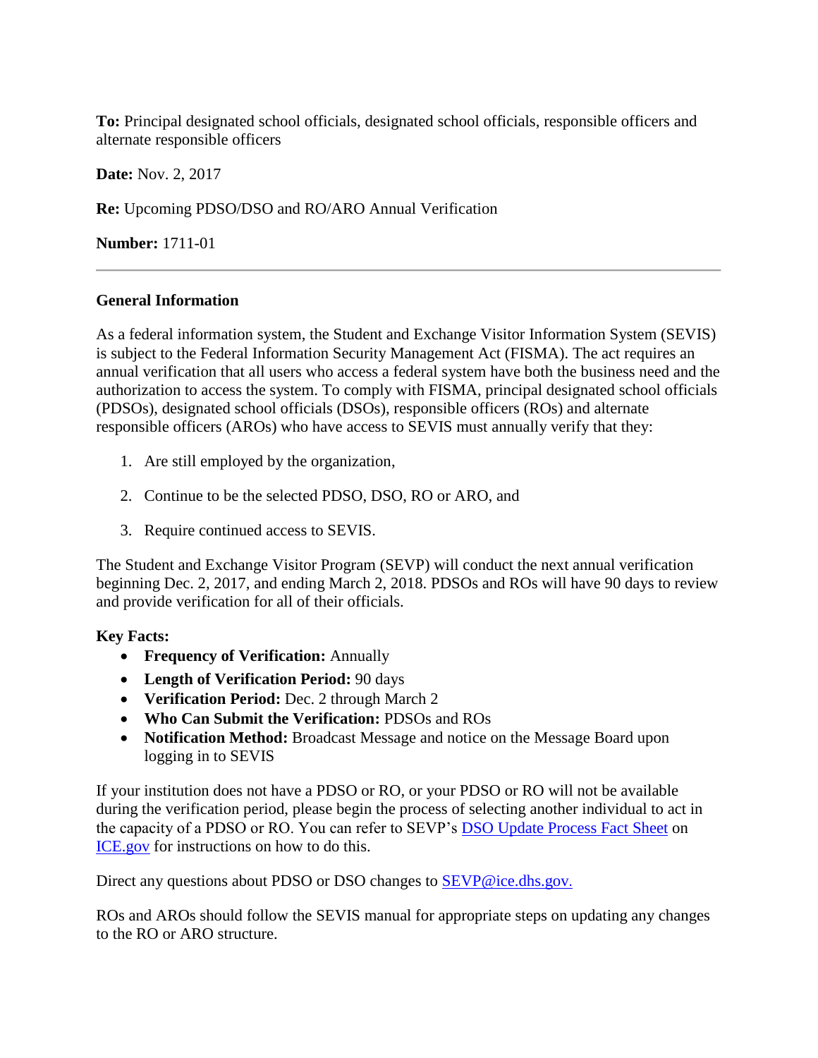**To:** Principal designated school officials, designated school officials, responsible officers and alternate responsible officers

**Date:** Nov. 2, 2017

**Re:** Upcoming PDSO/DSO and RO/ARO Annual Verification

**Number:** 1711-01

---

## General Information

As a federal information system, the Student and Exchange Visitor Information System (SEVIS) is subject to the Federal Information Security Management Act (FISMA). The act requires an annual verification that all users who access a federal system have both the business need and the authorization to access the system. To comply with FISMA, principal designated school officials (PDSOs), designated school officials (DSOs), responsible officers (ROs) and alternate responsible officers (AROs) who have access to SEVIS must annually verify that they:

1. Are still employed by the organization,
2. Continue to be the selected PDSO, DSO, RO or ARO, and
3. Require continued access to SEVIS.

The Student and Exchange Visitor Program (SEVP) will conduct the next annual verification beginning Dec. 2, 2017, and ending March 2, 2018. PDSOs and ROs will have 90 days to review and provide verification for all of their officials.

**Key Facts:**

- **Frequency of Verification:** Annually
- **Length of Verification Period:** 90 days
- **Verification Period:** Dec. 2 through March 2
- **Who Can Submit the Verification:** PDSOs and ROs
- **Notification Method:** Broadcast Message and notice on the Message Board upon logging in to SEVIS

If your institution does not have a PDSO or RO, or your PDSO or RO will not be available during the verification period, please begin the process of selecting another individual to act in the capacity of a PDSO or RO. You can refer to SEVP's [DSO Update Process Fact Sheet] on [ICE.gov] for instructions on how to do this.

Direct any questions about PDSO or DSO changes to [SEVP@ice.dhs.gov.]

ROs and AROs should follow the SEVIS manual for appropriate steps on updating any changes to the RO or ARO structure.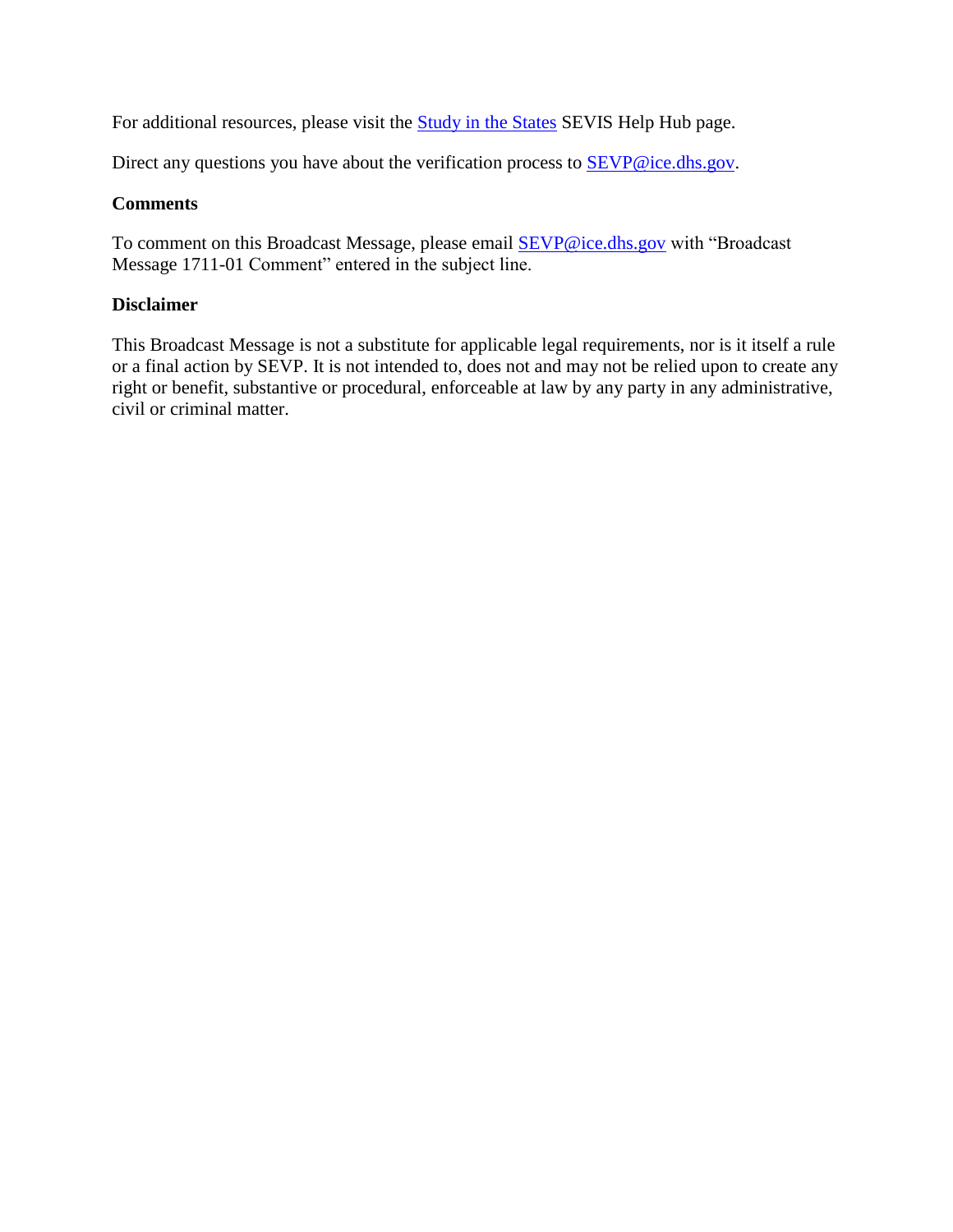For additional resources, please visit the Study in the States SEVIS Help Hub page.

Direct any questions you have about the verification process to SEVP@ice.dhs.gov.

**Comments**

To comment on this Broadcast Message, please email SEVP@ice.dhs.gov with "Broadcast Message 1711-01 Comment" entered in the subject line.

**Disclaimer**

This Broadcast Message is not a substitute for applicable legal requirements, nor is it itself a rule or a final action by SEVP. It is not intended to, does not and may not be relied upon to create any right or benefit, substantive or procedural, enforceable at law by any party in any administrative, civil or criminal matter.